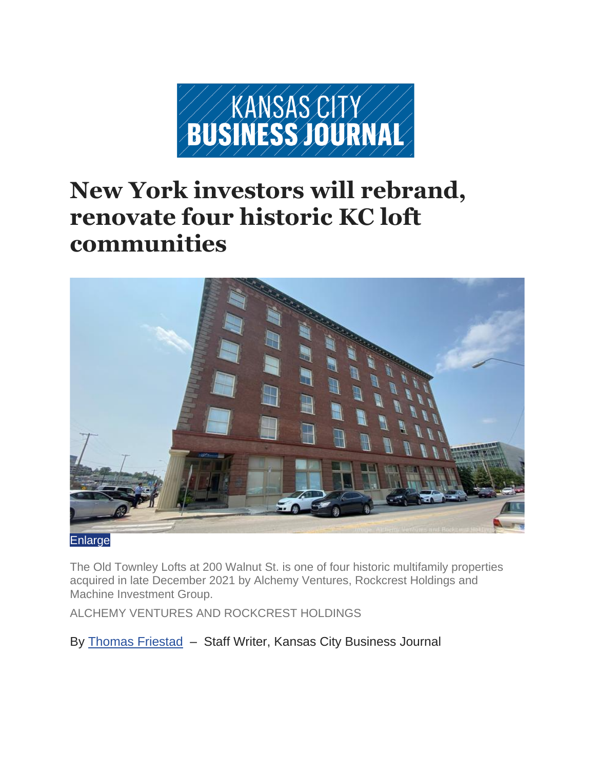KANSAS CITY BUSINESS JOURNAL

# New York investors will rebrand, renovate four historic KC loft communities

Enlarge

The Old Townley Lofts at 200 Walnut St. is one of four historic multifamily properties acquired in late December 2021 by Alchemy Ventures, Rockcrest Holdings and Machine Investment Group.

ALCHEMY VENTURES AND ROCKCREST HOLDINGS

By Thomas Friestad – Staff Writer, Kansas City Business Journal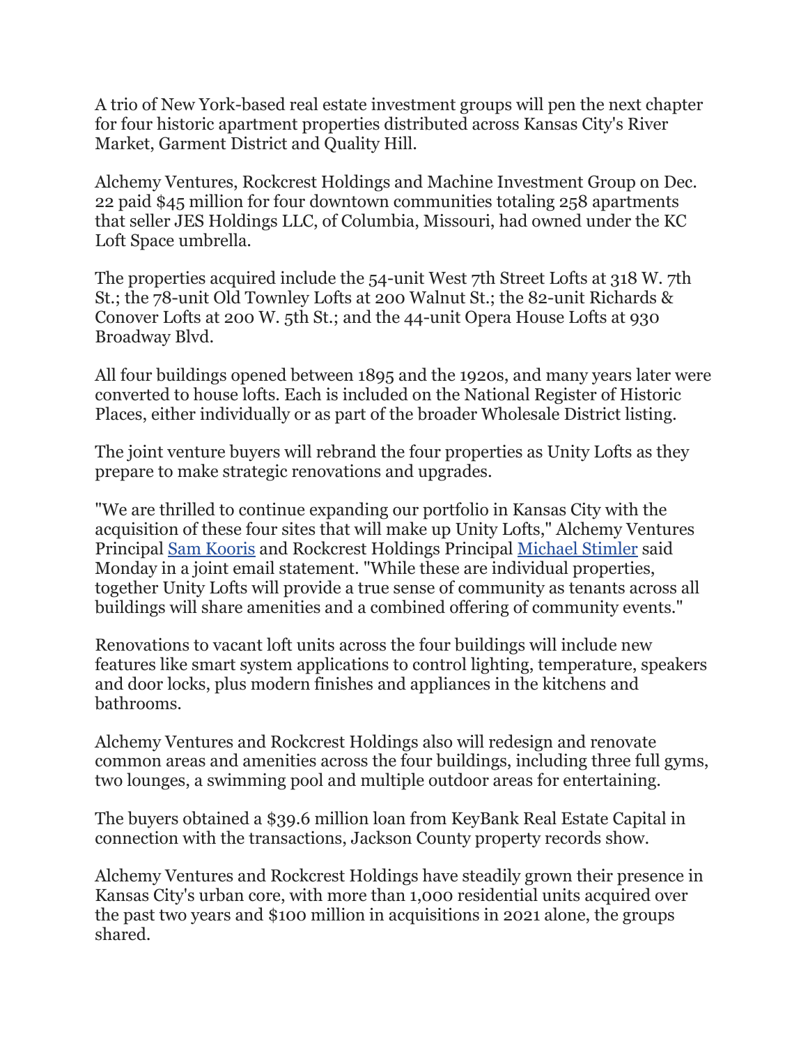A trio of New York-based real estate investment groups will pen the next chapter for four historic apartment properties distributed across Kansas City's River Market, Garment District and Quality Hill.

Alchemy Ventures, Rockcrest Holdings and Machine Investment Group on Dec. 22 paid $45 million for four downtown communities totaling 258 apartments that seller JES Holdings LLC, of Columbia, Missouri, had owned under the KC Loft Space umbrella.

The properties acquired include the 54-unit West 7th Street Lofts at 318 W. 7th St.; the 78-unit Old Townley Lofts at 200 Walnut St.; the 82-unit Richards & Conover Lofts at 200 W. 5th St.; and the 44-unit Opera House Lofts at 930 Broadway Blvd.

All four buildings opened between 1895 and the 1920s, and many years later were converted to house lofts. Each is included on the National Register of Historic Places, either individually or as part of the broader Wholesale District listing.

The joint venture buyers will rebrand the four properties as Unity Lofts as they prepare to make strategic renovations and upgrades.

"We are thrilled to continue expanding our portfolio in Kansas City with the acquisition of these four sites that will make up Unity Lofts," Alchemy Ventures Principal Sam Kooris and Rockcrest Holdings Principal Michael Stimler said Monday in a joint email statement. "While these are individual properties, together Unity Lofts will provide a true sense of community as tenants across all buildings will share amenities and a combined offering of community events."

Renovations to vacant loft units across the four buildings will include new features like smart system applications to control lighting, temperature, speakers and door locks, plus modern finishes and appliances in the kitchens and bathrooms.

Alchemy Ventures and Rockcrest Holdings also will redesign and renovate common areas and amenities across the four buildings, including three full gyms, two lounges, a swimming pool and multiple outdoor areas for entertaining.

The buyers obtained a $39.6 million loan from KeyBank Real Estate Capital in connection with the transactions, Jackson County property records show.

Alchemy Ventures and Rockcrest Holdings have steadily grown their presence in Kansas City's urban core, with more than 1,000 residential units acquired over the past two years and $100 million in acquisitions in 2021 alone, the groups shared.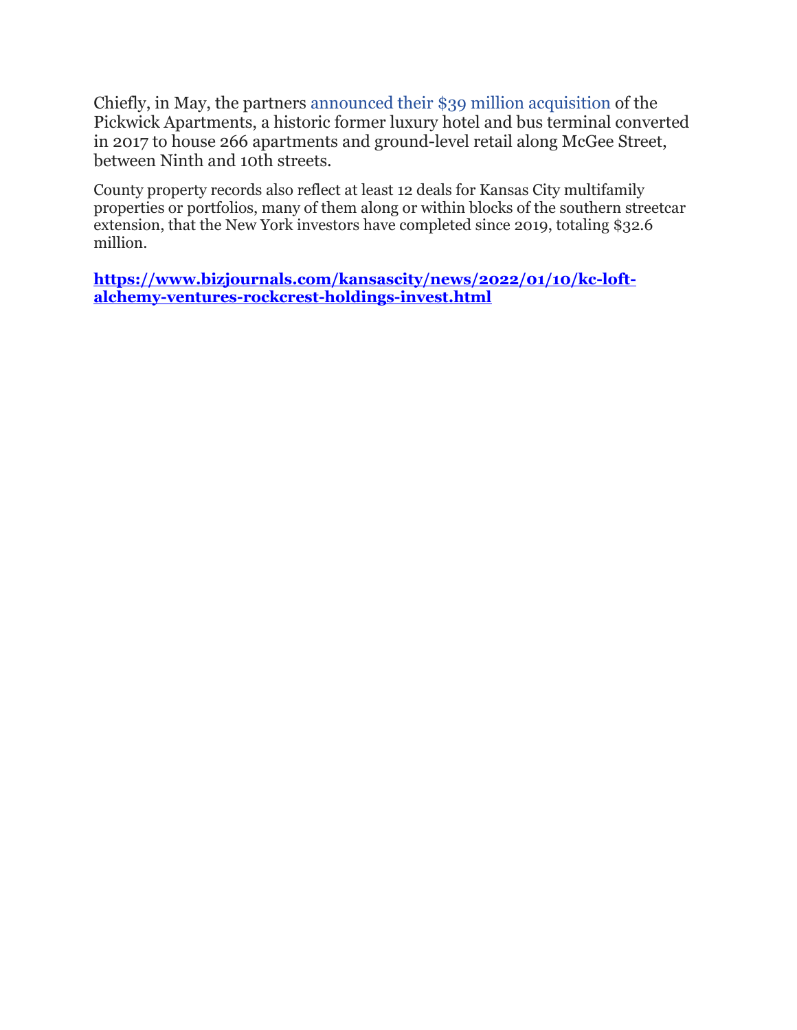Chiefly, in May, the partners announced their $39 million acquisition of the Pickwick Apartments, a historic former luxury hotel and bus terminal converted in 2017 to house 266 apartments and ground-level retail along McGee Street, between Ninth and 10th streets.

County property records also reflect at least 12 deals for Kansas City multifamily properties or portfolios, many of them along or within blocks of the southern streetcar extension, that the New York investors have completed since 2019, totaling $32.6 million.

**https://www.bizjournals.com/kansascity/news/2022/01/10/kc-loft-alchemy-ventures-rockcrest-holdings-invest.html**